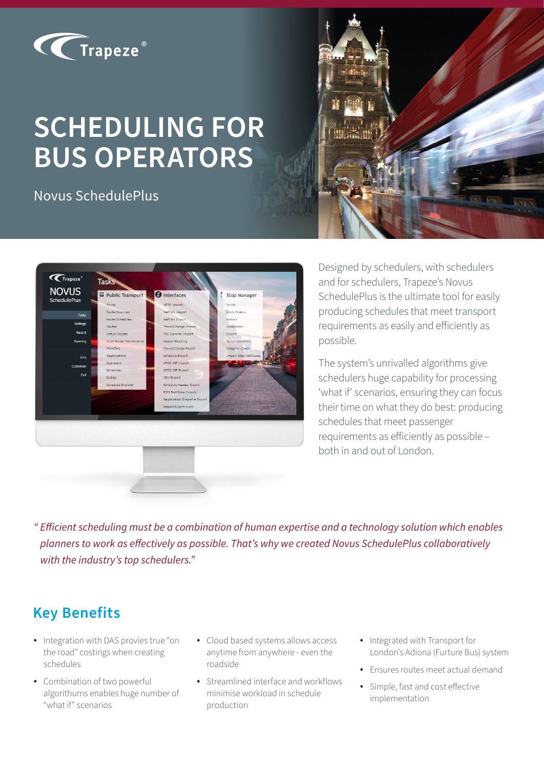# SCHEDULING FOR BUS OPERATORS

Novus SchedulePlus

Designed by schedulers, with schedulers and for schedulers, Trapeze's Novus SchedulePlus is the ultimate tool for easily producing schedules that meet transport requirements as easily and efficiently as possible.

The system's unrivalled algorithms give schedulers huge capability for processing 'what if' scenarios, ensuring they can focus their time on what they do best: producing schedules that meet passenger requirements as efficiently as possible – both in and out of London.

*"Efficient scheduling must be a combination of human expertise and a technology solution which enables planners to work as effectively as possible. That's why we created Novus SchedulePlus collaboratively with the industry's top schedulers."*

## Key Benefits

- Integration with DAS provies true "on the road" costings when creating schedules
- Combination of two powerful algorithms enables huge number of "what if" scenarios
- Cloud based systems allows access anytime from anywhere - even the roadside
- Streamlined interface and workflows minimise workload in schedule production
- Integrated with Transport for London's Adiona (Furture Bus) system
- Ensures routes meet actual demand
- Simple, fast and cost effective implementation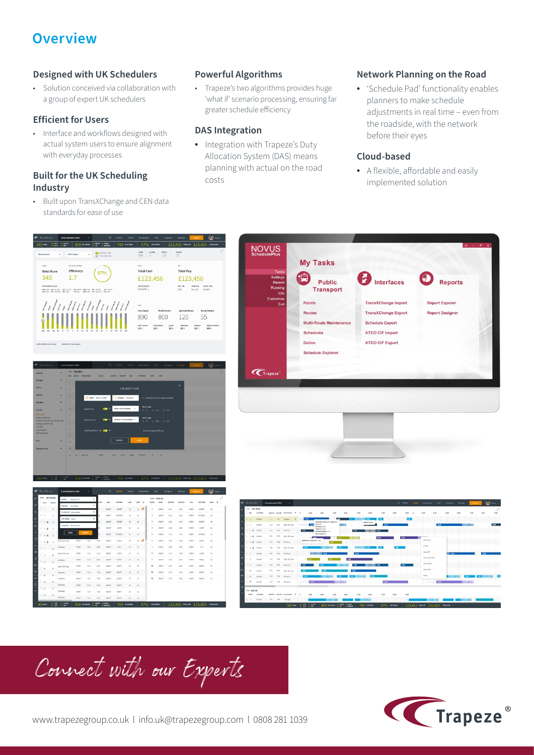# Overview

### Designed with UK Schedulers

- Solution conceived via collaboration with a group of expert UK schedulers

### Efficient for Users

- Interface and workflows designed with actual system users to ensure alignment with everyday processes

### Built for the UK Scheduling Industry

- Built upon TransXChange and CEN data standards for ease of use

### Powerful Algorithms

- Trapeze's two algorithms provides huge 'what if' scenario processing, ensuring far greater schedule efficiency

### DAS Integration

- Integration with Trapeze's Duty Allocation System (DAS) means planning with actual on the road costs

### Network Planning on the Road

- 'Schedule Pad' functionality enables planners to make schedule adjustments in real time – even from the roadside, with the network before their eyes

### Cloud-based

- A flexible, affordable and easily implemented solution

Connect with our Experts

www.trapezegroup.co.uk | info.uk@trapezegroup.com | 0808 281 1039